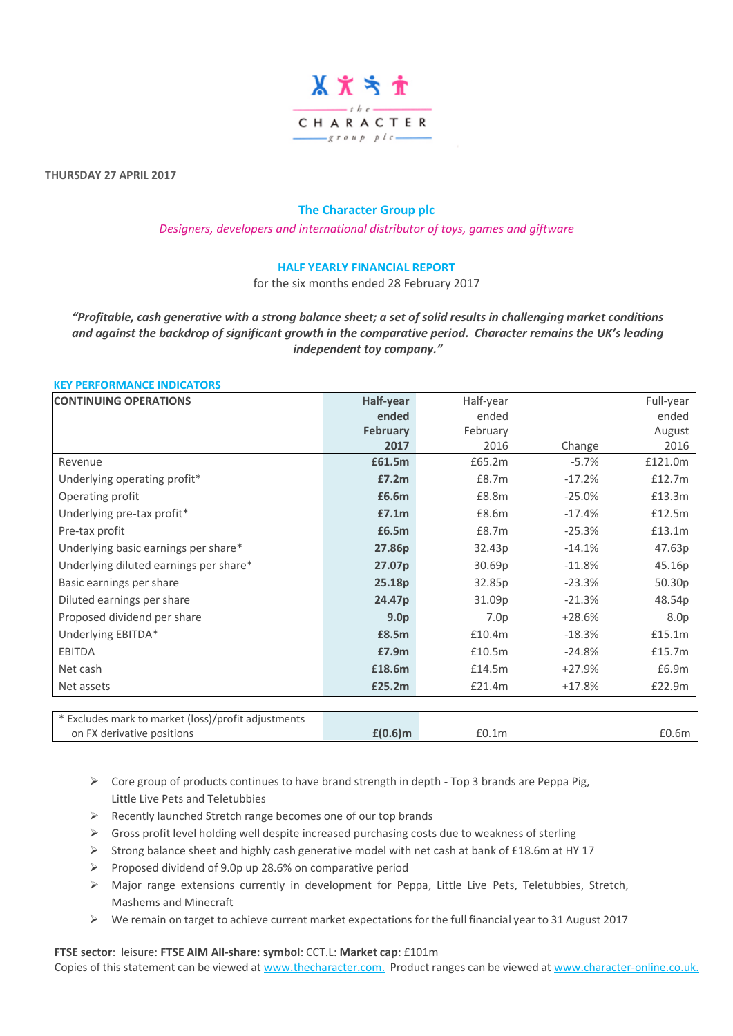**THURSDAY 27 APRIL 2017**

# The Character Group plc

*Designers, developers and international distributor of toys, games and giftware*

## HALF YEARLY FINANCIAL REPORT

for the six months ended 28 February 2017

***"Profitable, cash generative with a strong balance sheet; a set of solid results in challenging market conditions and against the backdrop of significant growth in the comparative period. Character remains the UK's leading independent toy company."***

### KEY PERFORMANCE INDICATORS

| CONTINUING OPERATIONS | Half-year ended February 2017 | Half-year ended February 2016 | Change | Full-year ended August 2016 |
|---|---|---|---|---|
| Revenue | **£61.5m** | £65.2m | -5.7% | £121.0m |
| Underlying operating profit* | **£7.2m** | £8.7m | -17.2% | £12.7m |
| Operating profit | **£6.6m** | £8.8m | -25.0% | £13.3m |
| Underlying pre-tax profit* | **£7.1m** | £8.6m | -17.4% | £12.5m |
| Pre-tax profit | **£6.5m** | £8.7m | -25.3% | £13.1m |
| Underlying basic earnings per share* | **27.86p** | 32.43p | -14.1% | 47.63p |
| Underlying diluted earnings per share* | **27.07p** | 30.69p | -11.8% | 45.16p |
| Basic earnings per share | **25.18p** | 32.85p | -23.3% | 50.30p |
| Diluted earnings per share | **24.47p** | 31.09p | -21.3% | 48.54p |
| Proposed dividend per share | **9.0p** | 7.0p | +28.6% | 8.0p |
| Underlying EBITDA* | **£8.5m** | £10.4m | -18.3% | £15.1m |
| EBITDA | **£7.9m** | £10.5m | -24.8% | £15.7m |
| Net cash | **£18.6m** | £14.5m | +27.9% | £6.9m |
| Net assets | **£25.2m** | £21.4m | +17.8% | £22.9m |

| | | | | |
|---|---|---|---|---|
| * Excludes mark to market (loss)/profit adjustments on FX derivative positions | **£(0.6)m** | £0.1m | | £0.6m |

- Core group of products continues to have brand strength in depth - Top 3 brands are Peppa Pig, Little Live Pets and Teletubbies
- Recently launched Stretch range becomes one of our top brands
- Gross profit level holding well despite increased purchasing costs due to weakness of sterling
- Strong balance sheet and highly cash generative model with net cash at bank of £18.6m at HY 17
- Proposed dividend of 9.0p up 28.6% on comparative period
- Major range extensions currently in development for Peppa, Little Live Pets, Teletubbies, Stretch, Mashems and Minecraft
- We remain on target to achieve current market expectations for the full financial year to 31 August 2017

**FTSE sector**: leisure: **FTSE AIM All-share: symbol**: CCT.L: **Market cap**: £101m
Copies of this statement can be viewed at www.thecharacter.com. Product ranges can be viewed at www.character-online.co.uk.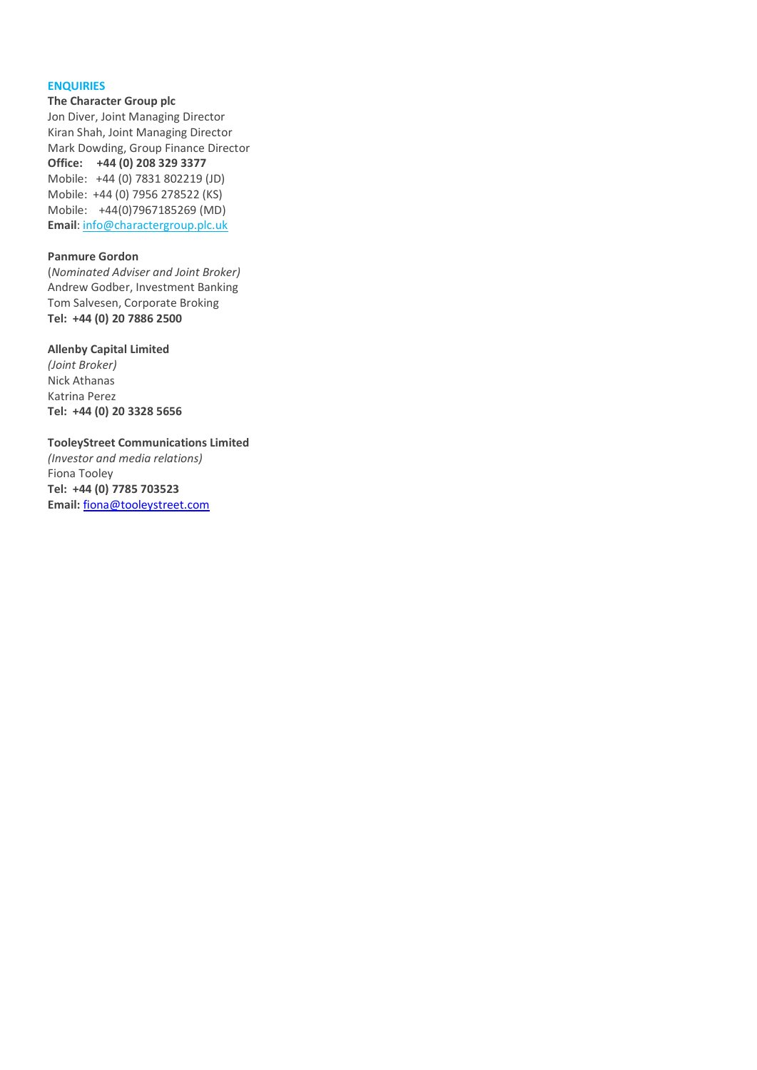## ENQUIRIES

**The Character Group plc**
Jon Diver, Joint Managing Director
Kiran Shah, Joint Managing Director
Mark Dowding, Group Finance Director
**Office: +44 (0) 208 329 3377**
Mobile: +44 (0) 7831 802219 (JD)
Mobile: +44 (0) 7956 278522 (KS)
Mobile: +44(0)7967185269 (MD)
**Email**: info@charactergroup.plc.uk

**Panmure Gordon**
(*Nominated Adviser and Joint Broker)*
Andrew Godber, Investment Banking
Tom Salvesen, Corporate Broking
**Tel: +44 (0) 20 7886 2500**

**Allenby Capital Limited**
*(Joint Broker)*
Nick Athanas
Katrina Perez
**Tel: +44 (0) 20 3328 5656**

**TooleyStreet Communications Limited**
*(Investor and media relations)*
Fiona Tooley
**Tel: +44 (0) 7785 703523**
**Email:** fiona@tooleystreet.com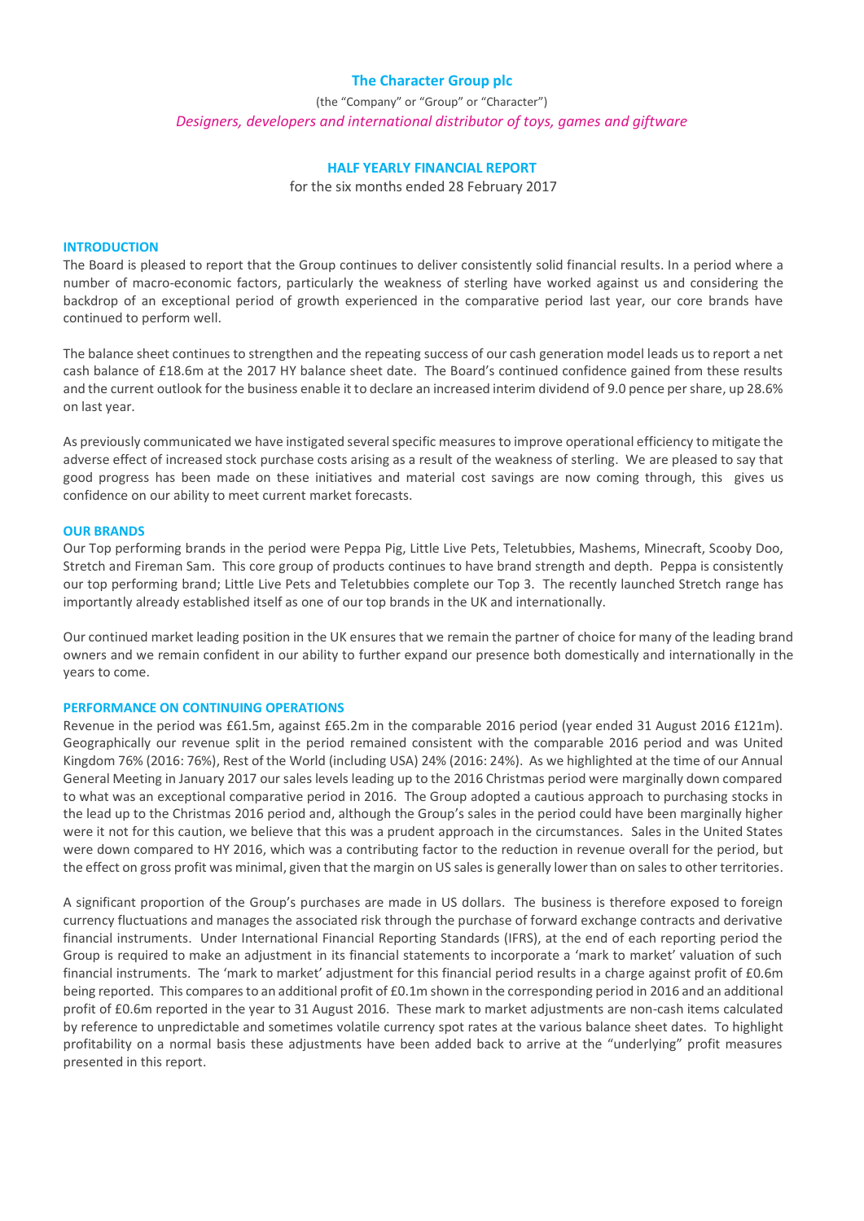# The Character Group plc

(the "Company" or "Group" or "Character")

*Designers, developers and international distributor of toys, games and giftware*

## HALF YEARLY FINANCIAL REPORT

for the six months ended 28 February 2017

### INTRODUCTION

The Board is pleased to report that the Group continues to deliver consistently solid financial results. In a period where a number of macro-economic factors, particularly the weakness of sterling have worked against us and considering the backdrop of an exceptional period of growth experienced in the comparative period last year, our core brands have continued to perform well.

The balance sheet continues to strengthen and the repeating success of our cash generation model leads us to report a net cash balance of £18.6m at the 2017 HY balance sheet date. The Board's continued confidence gained from these results and the current outlook for the business enable it to declare an increased interim dividend of 9.0 pence per share, up 28.6% on last year.

As previously communicated we have instigated several specific measures to improve operational efficiency to mitigate the adverse effect of increased stock purchase costs arising as a result of the weakness of sterling. We are pleased to say that good progress has been made on these initiatives and material cost savings are now coming through, this gives us confidence on our ability to meet current market forecasts.

### OUR BRANDS

Our Top performing brands in the period were Peppa Pig, Little Live Pets, Teletubbies, Mashems, Minecraft, Scooby Doo, Stretch and Fireman Sam. This core group of products continues to have brand strength and depth. Peppa is consistently our top performing brand; Little Live Pets and Teletubbies complete our Top 3. The recently launched Stretch range has importantly already established itself as one of our top brands in the UK and internationally.

Our continued market leading position in the UK ensures that we remain the partner of choice for many of the leading brand owners and we remain confident in our ability to further expand our presence both domestically and internationally in the years to come.

### PERFORMANCE ON CONTINUING OPERATIONS

Revenue in the period was £61.5m, against £65.2m in the comparable 2016 period (year ended 31 August 2016 £121m). Geographically our revenue split in the period remained consistent with the comparable 2016 period and was United Kingdom 76% (2016: 76%), Rest of the World (including USA) 24% (2016: 24%). As we highlighted at the time of our Annual General Meeting in January 2017 our sales levels leading up to the 2016 Christmas period were marginally down compared to what was an exceptional comparative period in 2016. The Group adopted a cautious approach to purchasing stocks in the lead up to the Christmas 2016 period and, although the Group's sales in the period could have been marginally higher were it not for this caution, we believe that this was a prudent approach in the circumstances. Sales in the United States were down compared to HY 2016, which was a contributing factor to the reduction in revenue overall for the period, but the effect on gross profit was minimal, given that the margin on US sales is generally lower than on sales to other territories.

A significant proportion of the Group's purchases are made in US dollars. The business is therefore exposed to foreign currency fluctuations and manages the associated risk through the purchase of forward exchange contracts and derivative financial instruments. Under International Financial Reporting Standards (IFRS), at the end of each reporting period the Group is required to make an adjustment in its financial statements to incorporate a 'mark to market' valuation of such financial instruments. The 'mark to market' adjustment for this financial period results in a charge against profit of £0.6m being reported. This compares to an additional profit of £0.1m shown in the corresponding period in 2016 and an additional profit of £0.6m reported in the year to 31 August 2016. These mark to market adjustments are non-cash items calculated by reference to unpredictable and sometimes volatile currency spot rates at the various balance sheet dates. To highlight profitability on a normal basis these adjustments have been added back to arrive at the "underlying" profit measures presented in this report.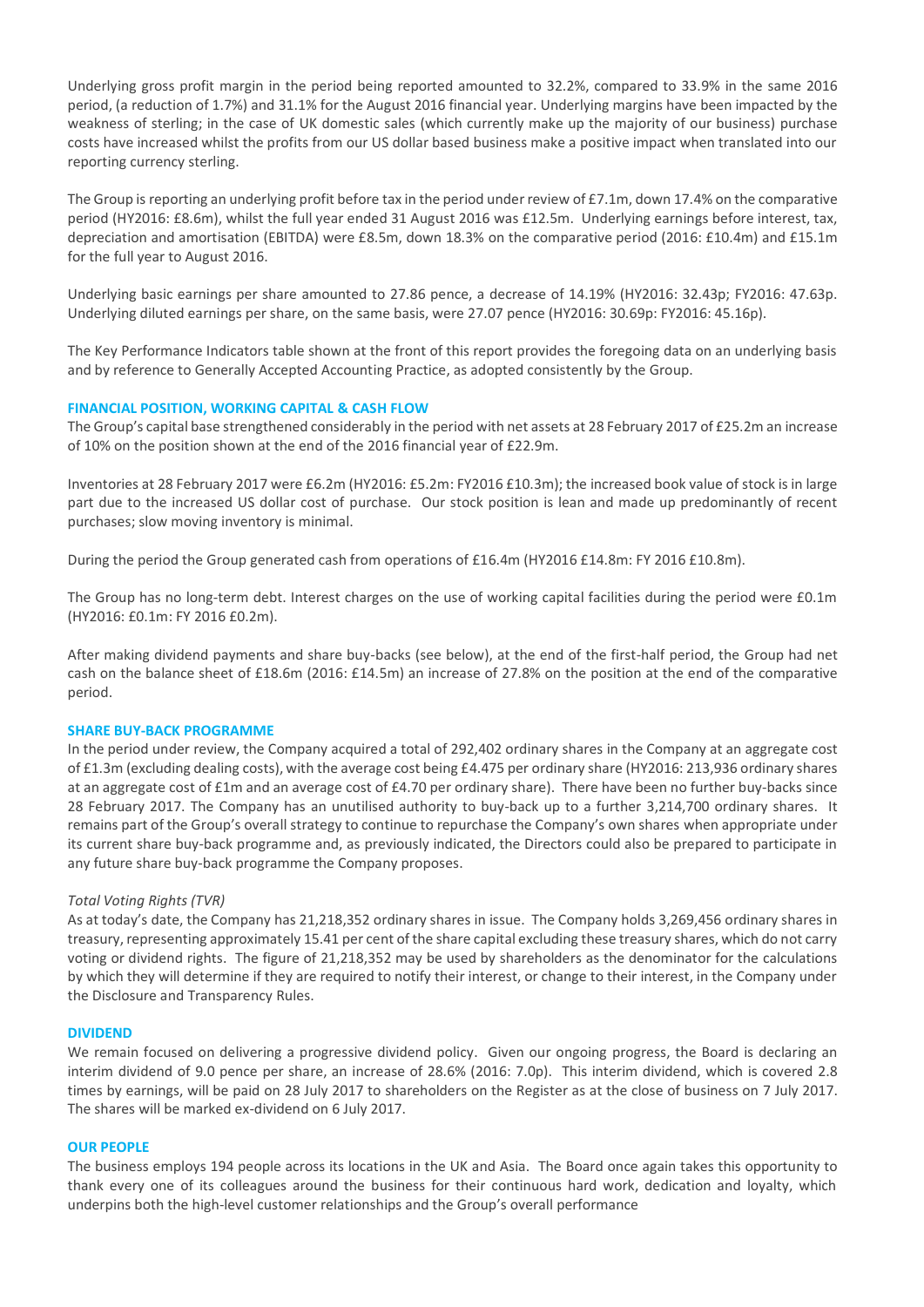Underlying gross profit margin in the period being reported amounted to 32.2%, compared to 33.9% in the same 2016 period, (a reduction of 1.7%) and 31.1% for the August 2016 financial year. Underlying margins have been impacted by the weakness of sterling; in the case of UK domestic sales (which currently make up the majority of our business) purchase costs have increased whilst the profits from our US dollar based business make a positive impact when translated into our reporting currency sterling.

The Group is reporting an underlying profit before tax in the period under review of £7.1m, down 17.4% on the comparative period (HY2016: £8.6m), whilst the full year ended 31 August 2016 was £12.5m. Underlying earnings before interest, tax, depreciation and amortisation (EBITDA) were £8.5m, down 18.3% on the comparative period (2016: £10.4m) and £15.1m for the full year to August 2016.

Underlying basic earnings per share amounted to 27.86 pence, a decrease of 14.19% (HY2016: 32.43p; FY2016: 47.63p. Underlying diluted earnings per share, on the same basis, were 27.07 pence (HY2016: 30.69p: FY2016: 45.16p).

The Key Performance Indicators table shown at the front of this report provides the foregoing data on an underlying basis and by reference to Generally Accepted Accounting Practice, as adopted consistently by the Group.

## FINANCIAL POSITION, WORKING CAPITAL & CASH FLOW

The Group's capital base strengthened considerably in the period with net assets at 28 February 2017 of £25.2m an increase of 10% on the position shown at the end of the 2016 financial year of £22.9m.

Inventories at 28 February 2017 were £6.2m (HY2016: £5.2m: FY2016 £10.3m); the increased book value of stock is in large part due to the increased US dollar cost of purchase. Our stock position is lean and made up predominantly of recent purchases; slow moving inventory is minimal.

During the period the Group generated cash from operations of £16.4m (HY2016 £14.8m: FY 2016 £10.8m).

The Group has no long-term debt. Interest charges on the use of working capital facilities during the period were £0.1m (HY2016: £0.1m: FY 2016 £0.2m).

After making dividend payments and share buy-backs (see below), at the end of the first-half period, the Group had net cash on the balance sheet of £18.6m (2016: £14.5m) an increase of 27.8% on the position at the end of the comparative period.

## SHARE BUY-BACK PROGRAMME

In the period under review, the Company acquired a total of 292,402 ordinary shares in the Company at an aggregate cost of £1.3m (excluding dealing costs), with the average cost being £4.475 per ordinary share (HY2016: 213,936 ordinary shares at an aggregate cost of £1m and an average cost of £4.70 per ordinary share). There have been no further buy-backs since 28 February 2017. The Company has an unutilised authority to buy-back up to a further 3,214,700 ordinary shares. It remains part of the Group's overall strategy to continue to repurchase the Company's own shares when appropriate under its current share buy-back programme and, as previously indicated, the Directors could also be prepared to participate in any future share buy-back programme the Company proposes.

*Total Voting Rights (TVR)*

As at today's date, the Company has 21,218,352 ordinary shares in issue. The Company holds 3,269,456 ordinary shares in treasury, representing approximately 15.41 per cent of the share capital excluding these treasury shares, which do not carry voting or dividend rights. The figure of 21,218,352 may be used by shareholders as the denominator for the calculations by which they will determine if they are required to notify their interest, or change to their interest, in the Company under the Disclosure and Transparency Rules.

## DIVIDEND

We remain focused on delivering a progressive dividend policy. Given our ongoing progress, the Board is declaring an interim dividend of 9.0 pence per share, an increase of 28.6% (2016: 7.0p). This interim dividend, which is covered 2.8 times by earnings, will be paid on 28 July 2017 to shareholders on the Register as at the close of business on 7 July 2017. The shares will be marked ex-dividend on 6 July 2017.

## OUR PEOPLE

The business employs 194 people across its locations in the UK and Asia. The Board once again takes this opportunity to thank every one of its colleagues around the business for their continuous hard work, dedication and loyalty, which underpins both the high-level customer relationships and the Group's overall performance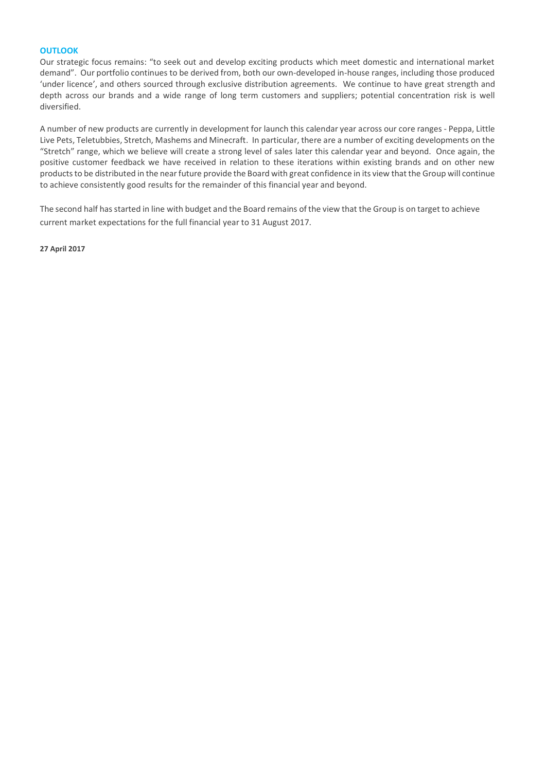## OUTLOOK

Our strategic focus remains: "to seek out and develop exciting products which meet domestic and international market demand". Our portfolio continues to be derived from, both our own-developed in-house ranges, including those produced 'under licence', and others sourced through exclusive distribution agreements. We continue to have great strength and depth across our brands and a wide range of long term customers and suppliers; potential concentration risk is well diversified.

A number of new products are currently in development for launch this calendar year across our core ranges - Peppa, Little Live Pets, Teletubbies, Stretch, Mashems and Minecraft. In particular, there are a number of exciting developments on the "Stretch" range, which we believe will create a strong level of sales later this calendar year and beyond. Once again, the positive customer feedback we have received in relation to these iterations within existing brands and on other new products to be distributed in the near future provide the Board with great confidence in its view that the Group will continue to achieve consistently good results for the remainder of this financial year and beyond.

The second half has started in line with budget and the Board remains of the view that the Group is on target to achieve current market expectations for the full financial year to 31 August 2017.

**27 April 2017**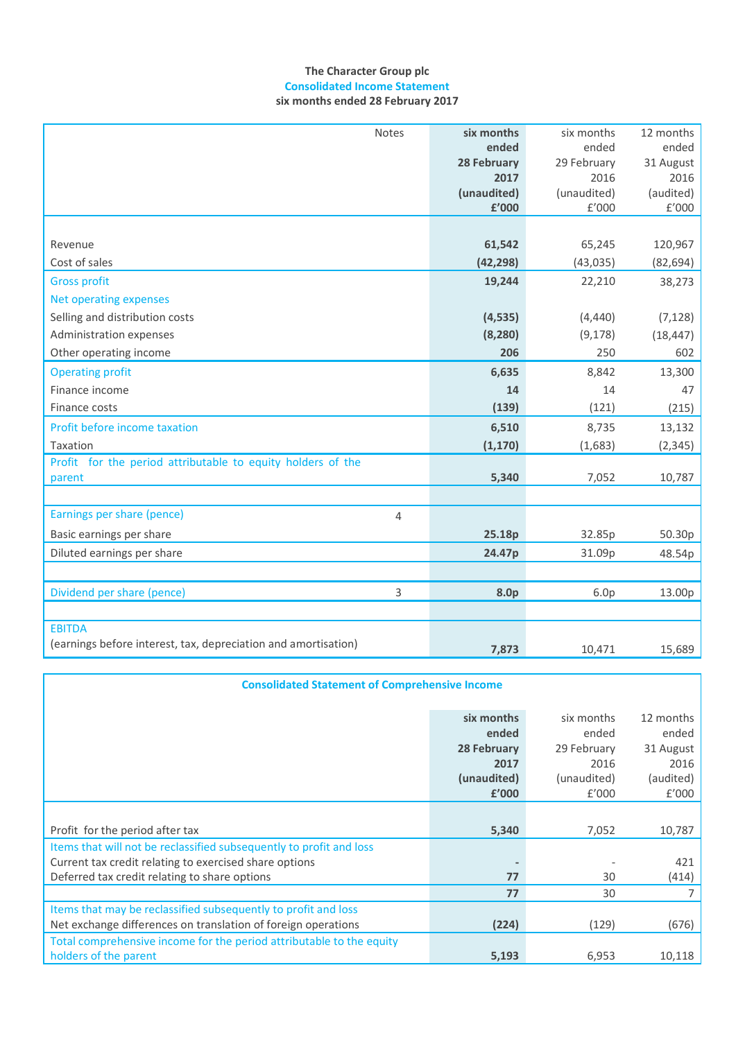**The Character Group plc**

## Consolidated Income Statement

**six months ended 28 February 2017**

| | Notes | **six months ended 28 February 2017 (unaudited) £'000** | six months ended 29 February 2016 (unaudited) £'000 | 12 months ended 31 August 2016 (audited) £'000 |
|---|---|---|---|---|
| Revenue | | **61,542** | 65,245 | 120,967 |
| Cost of sales | | **(42,298)** | (43,035) | (82,694) |
| Gross profit | | **19,244** | 22,210 | 38,273 |
| Net operating expenses | | | | |
| Selling and distribution costs | | **(4,535)** | (4,440) | (7,128) |
| Administration expenses | | **(8,280)** | (9,178) | (18,447) |
| Other operating income | | **206** | 250 | 602 |
| Operating profit | | **6,635** | 8,842 | 13,300 |
| Finance income | | **14** | 14 | 47 |
| Finance costs | | **(139)** | (121) | (215) |
| Profit before income taxation | | **6,510** | 8,735 | 13,132 |
| Taxation | | **(1,170)** | (1,683) | (2,345) |
| Profit for the period attributable to equity holders of the parent | | **5,340** | 7,052 | 10,787 |
| | | | | |
| Earnings per share (pence) | 4 | | | |
| Basic earnings per share | | **25.18p** | 32.85p | 50.30p |
| Diluted earnings per share | | **24.47p** | 31.09p | 48.54p |
| | | | | |
| Dividend per share (pence) | 3 | **8.0p** | 6.0p | 13.00p |
| | | | | |
| EBITDA (earnings before interest, tax, depreciation and amortisation) | | **7,873** | 10,471 | 15,689 |

## Consolidated Statement of Comprehensive Income

| | **six months ended 28 February 2017 (unaudited) £'000** | six months ended 29 February 2016 (unaudited) £'000 | 12 months ended 31 August 2016 (audited) £'000 |
|---|---|---|---|
| Profit for the period after tax | **5,340** | 7,052 | 10,787 |
| Items that will not be reclassified subsequently to profit and loss | | | |
| Current tax credit relating to exercised share options | **-** | - | 421 |
| Deferred tax credit relating to share options | **77** | 30 | (414) |
| | **77** | 30 | 7 |
| Items that may be reclassified subsequently to profit and loss | | | |
| Net exchange differences on translation of foreign operations | **(224)** | (129) | (676) |
| Total comprehensive income for the period attributable to the equity holders of the parent | **5,193** | 6,953 | 10,118 |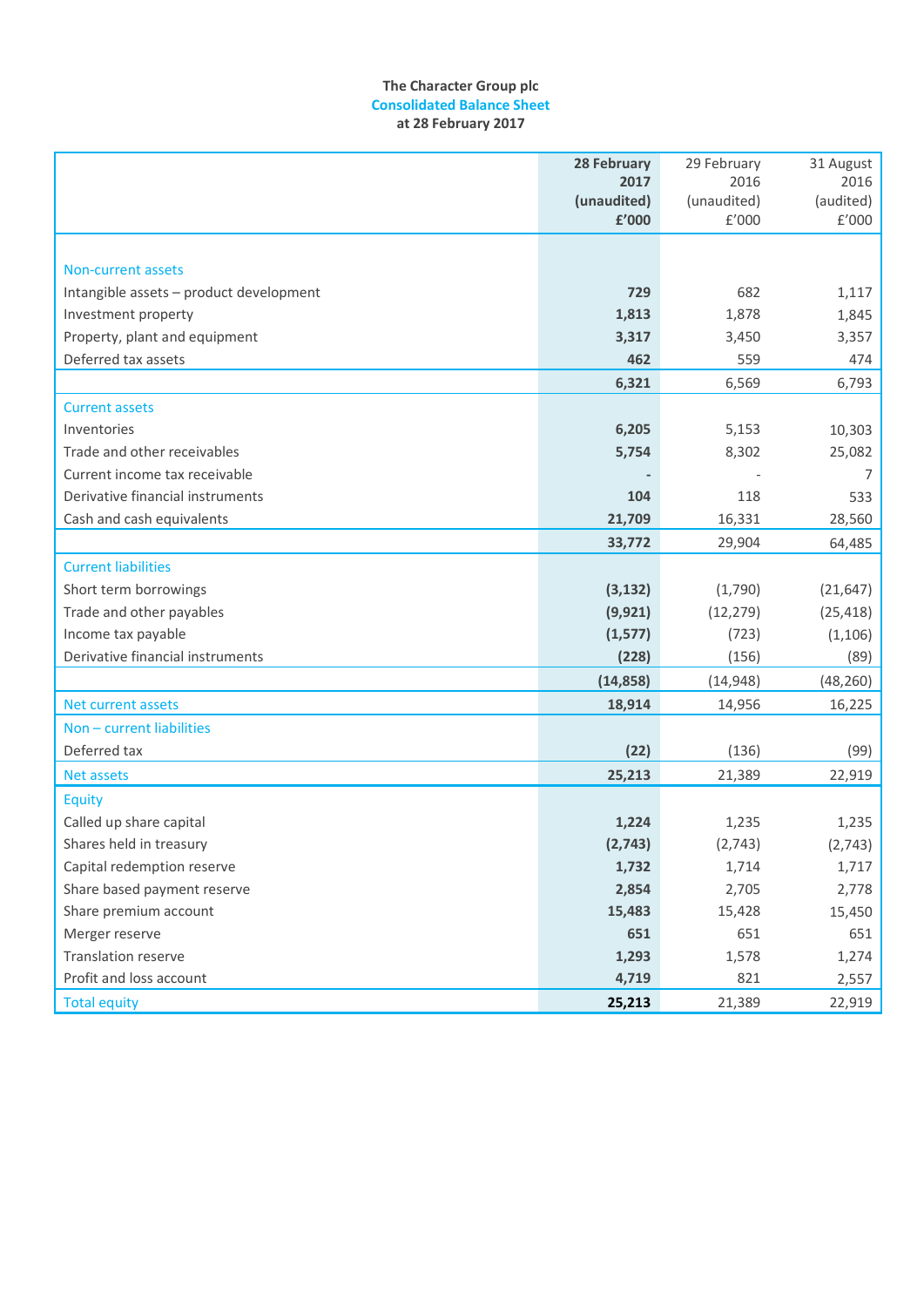**The Character Group plc**

**Consolidated Balance Sheet**

**at 28 February 2017**

| | **28 February 2017 (unaudited) £'000** | 29 February 2016 (unaudited) £'000 | 31 August 2016 (audited) £'000 |
|---|---|---|---|
| **Non-current assets** | | | |
| Intangible assets – product development | **729** | 682 | 1,117 |
| Investment property | **1,813** | 1,878 | 1,845 |
| Property, plant and equipment | **3,317** | 3,450 | 3,357 |
| Deferred tax assets | **462** | 559 | 474 |
| | **6,321** | 6,569 | 6,793 |
| **Current assets** | | | |
| Inventories | **6,205** | 5,153 | 10,303 |
| Trade and other receivables | **5,754** | 8,302 | 25,082 |
| Current income tax receivable | **-** | - | 7 |
| Derivative financial instruments | **104** | 118 | 533 |
| Cash and cash equivalents | **21,709** | 16,331 | 28,560 |
| | **33,772** | 29,904 | 64,485 |
| **Current liabilities** | | | |
| Short term borrowings | **(3,132)** | (1,790) | (21,647) |
| Trade and other payables | **(9,921)** | (12,279) | (25,418) |
| Income tax payable | **(1,577)** | (723) | (1,106) |
| Derivative financial instruments | **(228)** | (156) | (89) |
| | **(14,858)** | (14,948) | (48,260) |
| **Net current assets** | **18,914** | 14,956 | 16,225 |
| **Non – current liabilities** | | | |
| Deferred tax | **(22)** | (136) | (99) |
| **Net assets** | **25,213** | 21,389 | 22,919 |
| **Equity** | | | |
| Called up share capital | **1,224** | 1,235 | 1,235 |
| Shares held in treasury | **(2,743)** | (2,743) | (2,743) |
| Capital redemption reserve | **1,732** | 1,714 | 1,717 |
| Share based payment reserve | **2,854** | 2,705 | 2,778 |
| Share premium account | **15,483** | 15,428 | 15,450 |
| Merger reserve | **651** | 651 | 651 |
| Translation reserve | **1,293** | 1,578 | 1,274 |
| Profit and loss account | **4,719** | 821 | 2,557 |
| **Total equity** | **25,213** | 21,389 | 22,919 |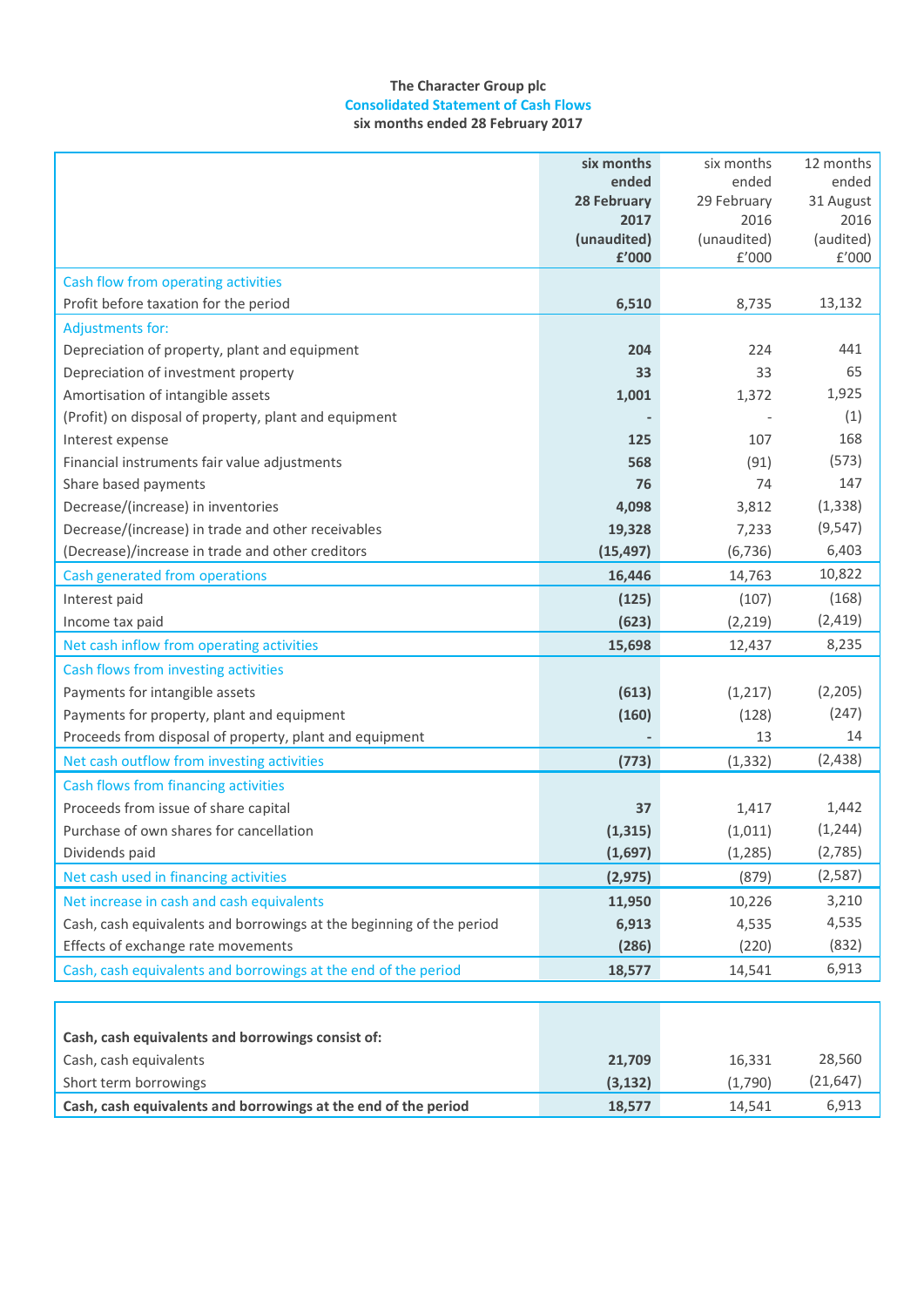**The Character Group plc**

**Consolidated Statement of Cash Flows**

**six months ended 28 February 2017**

| | **six months ended 28 February 2017 (unaudited) £'000** | six months ended 29 February 2016 (unaudited) £'000 | 12 months ended 31 August 2016 (audited) £'000 |
|---|---|---|---|
| Cash flow from operating activities | | | |
| Profit before taxation for the period | **6,510** | 8,735 | 13,132 |
| Adjustments for: | | | |
| Depreciation of property, plant and equipment | **204** | 224 | 441 |
| Depreciation of investment property | **33** | 33 | 65 |
| Amortisation of intangible assets | **1,001** | 1,372 | 1,925 |
| (Profit) on disposal of property, plant and equipment | **-** | - | (1) |
| Interest expense | **125** | 107 | 168 |
| Financial instruments fair value adjustments | **568** | (91) | (573) |
| Share based payments | **76** | 74 | 147 |
| Decrease/(increase) in inventories | **4,098** | 3,812 | (1,338) |
| Decrease/(increase) in trade and other receivables | **19,328** | 7,233 | (9,547) |
| (Decrease)/increase in trade and other creditors | **(15,497)** | (6,736) | 6,403 |
| Cash generated from operations | **16,446** | 14,763 | 10,822 |
| Interest paid | **(125)** | (107) | (168) |
| Income tax paid | **(623)** | (2,219) | (2,419) |
| Net cash inflow from operating activities | **15,698** | 12,437 | 8,235 |
| Cash flows from investing activities | | | |
| Payments for intangible assets | **(613)** | (1,217) | (2,205) |
| Payments for property, plant and equipment | **(160)** | (128) | (247) |
| Proceeds from disposal of property, plant and equipment | **-** | 13 | 14 |
| Net cash outflow from investing activities | **(773)** | (1,332) | (2,438) |
| Cash flows from financing activities | | | |
| Proceeds from issue of share capital | **37** | 1,417 | 1,442 |
| Purchase of own shares for cancellation | **(1,315)** | (1,011) | (1,244) |
| Dividends paid | **(1,697)** | (1,285) | (2,785) |
| Net cash used in financing activities | **(2,975)** | (879) | (2,587) |
| Net increase in cash and cash equivalents | **11,950** | 10,226 | 3,210 |
| Cash, cash equivalents and borrowings at the beginning of the period | **6,913** | 4,535 | 4,535 |
| Effects of exchange rate movements | **(286)** | (220) | (832) |
| Cash, cash equivalents and borrowings at the end of the period | **18,577** | 14,541 | 6,913 |

| | | | |
|---|---|---|---|
| **Cash, cash equivalents and borrowings consist of:** | | | |
| Cash, cash equivalents | **21,709** | 16,331 | 28,560 |
| Short term borrowings | **(3,132)** | (1,790) | (21,647) |
| **Cash, cash equivalents and borrowings at the end of the period** | **18,577** | 14,541 | 6,913 |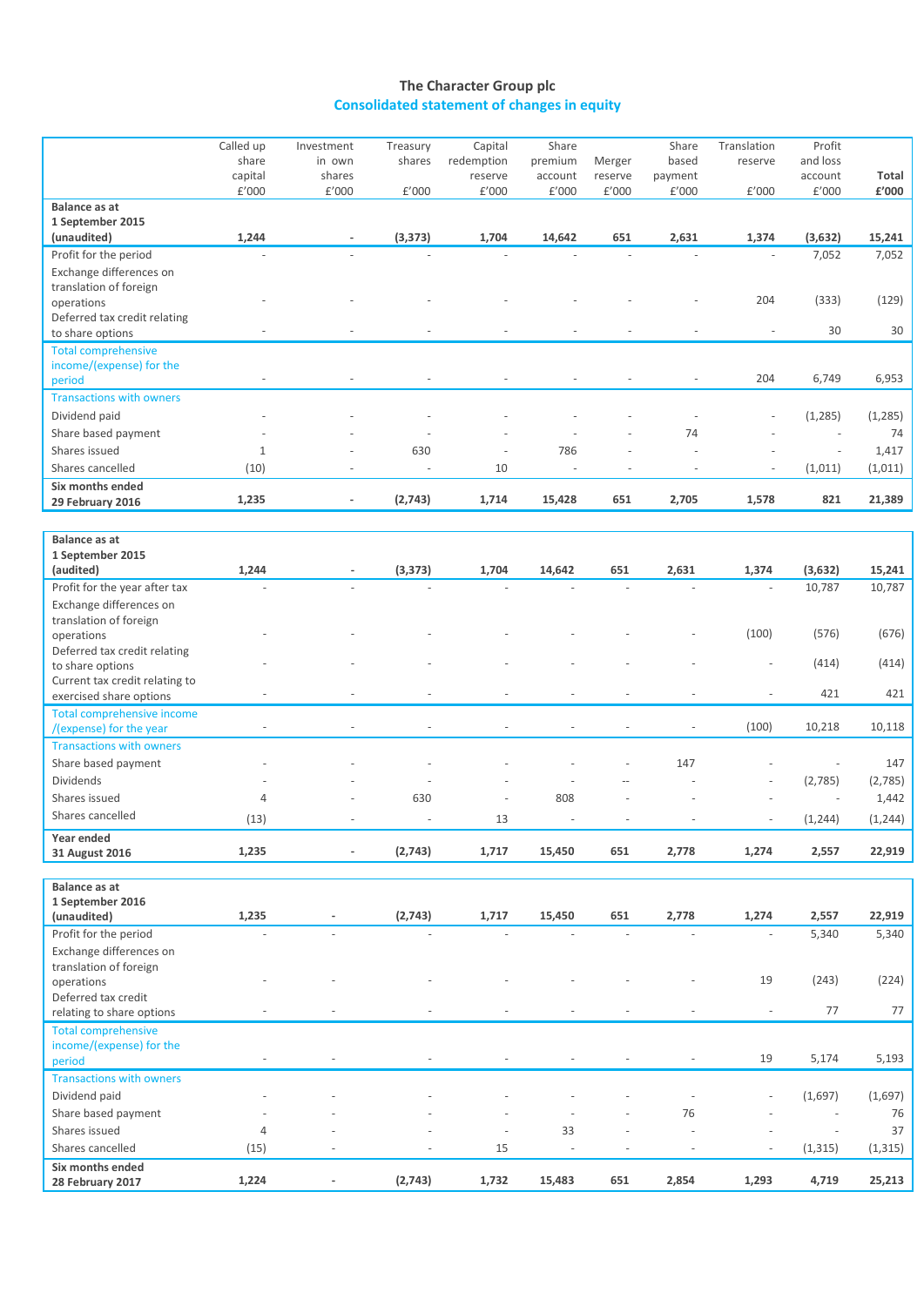# The Character Group plc

## Consolidated statement of changes in equity

| | Called up share capital £'000 | Investment in own shares £'000 | Treasury shares £'000 | Capital redemption reserve £'000 | Share premium account £'000 | Merger reserve £'000 | Share based payment £'000 | Translation reserve £'000 | Profit and loss account £'000 | **Total £'000** |
|---|---|---|---|---|---|---|---|---|---|---|
| **Balance as at 1 September 2015 (unaudited)** | **1,244** | **-** | **(3,373)** | **1,704** | **14,642** | **651** | **2,631** | **1,374** | **(3,632)** | **15,241** |
| Profit for the period | - | - | - | - | - | - | - | - | 7,052 | 7,052 |
| Exchange differences on translation of foreign operations | - | - | - | - | - | - | - | 204 | (333) | (129) |
| Deferred tax credit relating to share options | - | - | - | - | - | - | - | - | 30 | 30 |
| Total comprehensive income/(expense) for the period | - | - | - | - | - | - | - | 204 | 6,749 | 6,953 |
| Transactions with owners | | | | | | | | | | |
| Dividend paid | - | - | - | - | - | - | - | - | (1,285) | (1,285) |
| Share based payment | - | - | - | - | - | - | 74 | - | - | 74 |
| Shares issued | 1 | - | 630 | - | 786 | - | - | - | - | 1,417 |
| Shares cancelled | (10) | - | - | 10 | - | - | - | - | (1,011) | (1,011) |
| **Six months ended 29 February 2016** | **1,235** | **-** | **(2,743)** | **1,714** | **15,428** | **651** | **2,705** | **1,578** | **821** | **21,389** |
| | | | | | | | | | | |
| **Balance as at 1 September 2015 (audited)** | **1,244** | **-** | **(3,373)** | **1,704** | **14,642** | **651** | **2,631** | **1,374** | **(3,632)** | **15,241** |
| Profit for the year after tax | - | - | - | - | - | - | - | - | 10,787 | 10,787 |
| Exchange differences on translation of foreign operations | - | - | - | - | - | - | - | (100) | (576) | (676) |
| Deferred tax credit relating to share options | - | - | - | - | - | - | - | - | (414) | (414) |
| Current tax credit relating to exercised share options | - | - | - | - | - | - | - | - | 421 | 421 |
| Total comprehensive income /(expense) for the year | - | - | - | - | - | - | - | (100) | 10,218 | 10,118 |
| Transactions with owners | | | | | | | | | | |
| Share based payment | - | - | - | - | - | - | 147 | - | - | 147 |
| Dividends | - | - | - | - | - | -- | - | - | (2,785) | (2,785) |
| Shares issued | 4 | - | 630 | - | 808 | - | - | - | - | 1,442 |
| Shares cancelled | (13) | - | - | 13 | - | - | - | - | (1,244) | (1,244) |
| **Year ended 31 August 2016** | **1,235** | **-** | **(2,743)** | **1,717** | **15,450** | **651** | **2,778** | **1,274** | **2,557** | **22,919** |
| | | | | | | | | | | |
| **Balance as at 1 September 2016 (unaudited)** | **1,235** | **-** | **(2,743)** | **1,717** | **15,450** | **651** | **2,778** | **1,274** | **2,557** | **22,919** |
| Profit for the period | - | - | - | - | - | - | - | - | 5,340 | 5,340 |
| Exchange differences on translation of foreign operations | - | - | - | - | - | - | - | 19 | (243) | (224) |
| Deferred tax credit relating to share options | - | - | - | - | - | - | - | - | 77 | 77 |
| Total comprehensive income/(expense) for the period | - | - | - | - | - | - | - | 19 | 5,174 | 5,193 |
| Transactions with owners | | | | | | | | | | |
| Dividend paid | - | - | - | - | - | - | - | - | (1,697) | (1,697) |
| Share based payment | - | - | - | - | - | - | 76 | - | - | 76 |
| Shares issued | 4 | - | - | - | 33 | - | - | - | - | 37 |
| Shares cancelled | (15) | - | - | 15 | - | - | - | - | (1,315) | (1,315) |
| **Six months ended 28 February 2017** | **1,224** | **-** | **(2,743)** | **1,732** | **15,483** | **651** | **2,854** | **1,293** | **4,719** | **25,213** |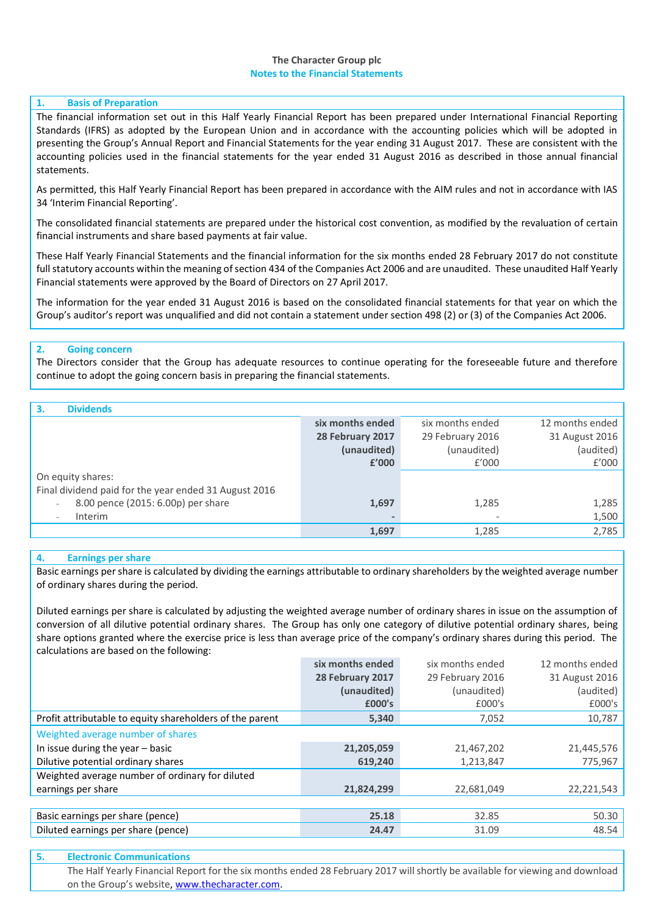**The Character Group plc**

**Notes to the Financial Statements**

## 1. Basis of Preparation

The financial information set out in this Half Yearly Financial Report has been prepared under International Financial Reporting Standards (IFRS) as adopted by the European Union and in accordance with the accounting policies which will be adopted in presenting the Group's Annual Report and Financial Statements for the year ending 31 August 2017. These are consistent with the accounting policies used in the financial statements for the year ended 31 August 2016 as described in those annual financial statements.

As permitted, this Half Yearly Financial Report has been prepared in accordance with the AIM rules and not in accordance with IAS 34 'Interim Financial Reporting'.

The consolidated financial statements are prepared under the historical cost convention, as modified by the revaluation of certain financial instruments and share based payments at fair value.

These Half Yearly Financial Statements and the financial information for the six months ended 28 February 2017 do not constitute full statutory accounts within the meaning of section 434 of the Companies Act 2006 and are unaudited. These unaudited Half Yearly Financial statements were approved by the Board of Directors on 27 April 2017.

The information for the year ended 31 August 2016 is based on the consolidated financial statements for that year on which the Group's auditor's report was unqualified and did not contain a statement under section 498 (2) or (3) of the Companies Act 2006.

## 2. Going concern

The Directors consider that the Group has adequate resources to continue operating for the foreseeable future and therefore continue to adopt the going concern basis in preparing the financial statements.

## 3. Dividends

| | **six months ended 28 February 2017 (unaudited) £'000** | six months ended 29 February 2016 (unaudited) £'000 | 12 months ended 31 August 2016 (audited) £'000 |
|---|---|---|---|
| On equity shares: | | | |
| Final dividend paid for the year ended 31 August 2016 | | | |
| - 8.00 pence (2015: 6.00p) per share | **1,697** | 1,285 | 1,285 |
| - Interim | **-** | - | 1,500 |
| | **1,697** | 1,285 | 2,785 |

## 4. Earnings per share

Basic earnings per share is calculated by dividing the earnings attributable to ordinary shareholders by the weighted average number of ordinary shares during the period.

Diluted earnings per share is calculated by adjusting the weighted average number of ordinary shares in issue on the assumption of conversion of all dilutive potential ordinary shares. The Group has only one category of dilutive potential ordinary shares, being share options granted where the exercise price is less than average price of the company's ordinary shares during this period. The calculations are based on the following:

| | **six months ended 28 February 2017 (unaudited) £000's** | six months ended 29 February 2016 (unaudited) £000's | 12 months ended 31 August 2016 (audited) £000's |
|---|---|---|---|
| Profit attributable to equity shareholders of the parent | **5,340** | 7,052 | 10,787 |
| Weighted average number of shares | | | |
| In issue during the year – basic | **21,205,059** | 21,467,202 | 21,445,576 |
| Dilutive potential ordinary shares | **619,240** | 1,213,847 | 775,967 |
| Weighted average number of ordinary for diluted earnings per share | **21,824,299** | 22,681,049 | 22,221,543 |
| | | | |
| Basic earnings per share (pence) | **25.18** | 32.85 | 50.30 |
| Diluted earnings per share (pence) | **24.47** | 31.09 | 48.54 |

## 5. Electronic Communications

The Half Yearly Financial Report for the six months ended 28 February 2017 will shortly be available for viewing and download on the Group's website, [www.thecharacter.com](http://www.thecharacter.com).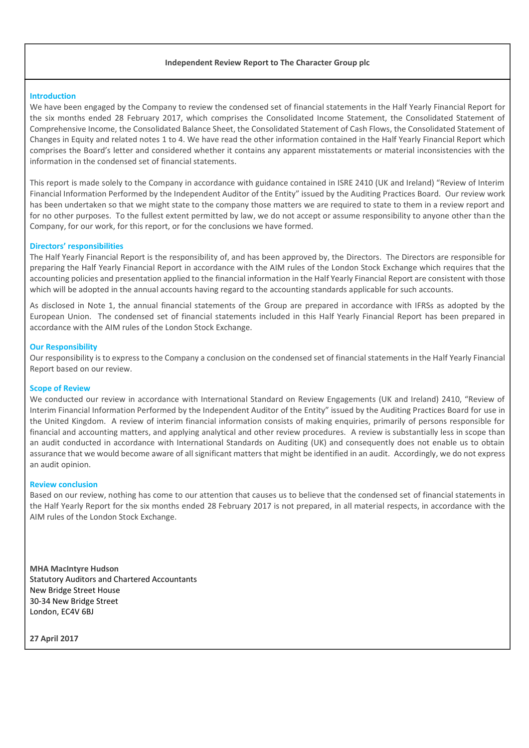# Independent Review Report to The Character Group plc

## Introduction

We have been engaged by the Company to review the condensed set of financial statements in the Half Yearly Financial Report for the six months ended 28 February 2017, which comprises the Consolidated Income Statement, the Consolidated Statement of Comprehensive Income, the Consolidated Balance Sheet, the Consolidated Statement of Cash Flows, the Consolidated Statement of Changes in Equity and related notes 1 to 4. We have read the other information contained in the Half Yearly Financial Report which comprises the Board's letter and considered whether it contains any apparent misstatements or material inconsistencies with the information in the condensed set of financial statements.

This report is made solely to the Company in accordance with guidance contained in ISRE 2410 (UK and Ireland) "Review of Interim Financial Information Performed by the Independent Auditor of the Entity" issued by the Auditing Practices Board. Our review work has been undertaken so that we might state to the company those matters we are required to state to them in a review report and for no other purposes. To the fullest extent permitted by law, we do not accept or assume responsibility to anyone other than the Company, for our work, for this report, or for the conclusions we have formed.

## Directors' responsibilities

The Half Yearly Financial Report is the responsibility of, and has been approved by, the Directors. The Directors are responsible for preparing the Half Yearly Financial Report in accordance with the AIM rules of the London Stock Exchange which requires that the accounting policies and presentation applied to the financial information in the Half Yearly Financial Report are consistent with those which will be adopted in the annual accounts having regard to the accounting standards applicable for such accounts.

As disclosed in Note 1, the annual financial statements of the Group are prepared in accordance with IFRSs as adopted by the European Union. The condensed set of financial statements included in this Half Yearly Financial Report has been prepared in accordance with the AIM rules of the London Stock Exchange.

## Our Responsibility

Our responsibility is to express to the Company a conclusion on the condensed set of financial statements in the Half Yearly Financial Report based on our review.

## Scope of Review

We conducted our review in accordance with International Standard on Review Engagements (UK and Ireland) 2410, "Review of Interim Financial Information Performed by the Independent Auditor of the Entity" issued by the Auditing Practices Board for use in the United Kingdom. A review of interim financial information consists of making enquiries, primarily of persons responsible for financial and accounting matters, and applying analytical and other review procedures. A review is substantially less in scope than an audit conducted in accordance with International Standards on Auditing (UK) and consequently does not enable us to obtain assurance that we would become aware of all significant matters that might be identified in an audit. Accordingly, we do not express an audit opinion.

## Review conclusion

Based on our review, nothing has come to our attention that causes us to believe that the condensed set of financial statements in the Half Yearly Report for the six months ended 28 February 2017 is not prepared, in all material respects, in accordance with the AIM rules of the London Stock Exchange.

**MHA MacIntyre Hudson**
Statutory Auditors and Chartered Accountants
New Bridge Street House
30-34 New Bridge Street
London, EC4V 6BJ

**27 April 2017**